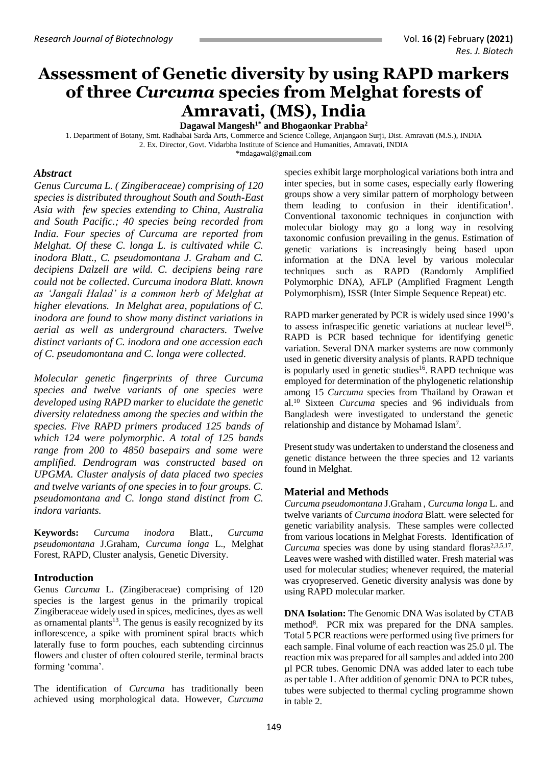# Assessment of Genetic diversity by using RAPD markers of three *Curcuma* species from Melghat forests of Amravati, (MS), India

**Dagawal Mangesh[1*] and Bhogaonkar Prabha[2]**

1. Department of Botany, Smt. Radhabai Sarda Arts, Commerce and Science College, Anjangaon Surji, Dist. Amravati (M.S.), INDIA
2. Ex. Director, Govt. Vidarbha Institute of Science and Humanities, Amravati, INDIA

*mdagawal@gmail.com

## *Abstract*

*Genus Curcuma L. ( Zingiberaceae) comprising of 120 species is distributed throughout South and South-East Asia with few species extending to China, Australia and South Pacific.; 40 species being recorded from India. Four species of Curcuma are reported from Melghat. Of these C. longa L. is cultivated while C. inodora Blatt., C. pseudomontana J. Graham and C. decipiens Dalzell are wild. C. decipiens being rare could not be collected. Curcuma inodora Blatt. known as 'Jangali Halad' is a common herb of Melghat at higher elevations. In Melghat area, populations of C. inodora are found to show many distinct variations in aerial as well as underground characters. Twelve distinct variants of C. inodora and one accession each of C. pseudomontana and C. longa were collected.*

*Molecular genetic fingerprints of three Curcuma species and twelve variants of one species were developed using RAPD marker to elucidate the genetic diversity relatedness among the species and within the species. Five RAPD primers produced 125 bands of which 124 were polymorphic. A total of 125 bands range from 200 to 4850 basepairs and some were amplified. Dendrogram was constructed based on UPGMA. Cluster analysis of data placed two species and twelve variants of one species in to four groups. C. pseudomontana and C. longa stand distinct from C. indora variants.*

**Keywords:** *Curcuma inodora* Blatt., *Curcuma pseudomontana* J.Graham, *Curcuma longa* L., Melghat Forest, RAPD, Cluster analysis, Genetic Diversity.

## Introduction

Genus *Curcuma* L. (Zingiberaceae) comprising of 120 species is the largest genus in the primarily tropical Zingiberaceae widely used in spices, medicines, dyes as well as ornamental plants[13]. The genus is easily recognized by its inflorescence, a spike with prominent spiral bracts which laterally fuse to form pouches, each subtending circinnus flowers and cluster of often coloured sterile, terminal bracts forming 'comma'.

The identification of *Curcuma* has traditionally been achieved using morphological data. However, *Curcuma* species exhibit large morphological variations both intra and inter species, but in some cases, especially early flowering groups show a very similar pattern of morphology between them leading to confusion in their identification[1]. Conventional taxonomic techniques in conjunction with molecular biology may go a long way in resolving taxonomic confusion prevailing in the genus. Estimation of genetic variations is increasingly being based upon information at the DNA level by various molecular techniques such as RAPD (Randomly Amplified Polymorphic DNA), AFLP (Amplified Fragment Length Polymorphism), ISSR (Inter Simple Sequence Repeat) etc.

RAPD marker generated by PCR is widely used since 1990's to assess infraspecific genetic variations at nuclear level[15]. RAPD is PCR based technique for identifying genetic variation. Several DNA marker systems are now commonly used in genetic diversity analysis of plants. RAPD technique is popularly used in genetic studies[16]. RAPD technique was employed for determination of the phylogenetic relationship among 15 *Curcuma* species from Thailand by Orawan et al.[10] Sixteen *Curcuma* species and 96 individuals from Bangladesh were investigated to understand the genetic relationship and distance by Mohamad Islam[7].

Present study was undertaken to understand the closeness and genetic distance between the three species and 12 variants found in Melghat.

## Material and Methods

*Curcuma pseudomontana* J.Graham , *Curcuma longa* L. and twelve variants of *Curcuma inodora* Blatt. were selected for genetic variability analysis. These samples were collected from various locations in Melghat Forests. Identification of *Curcuma* species was done by using standard floras[2,3,5,17]. Leaves were washed with distilled water. Fresh material was used for molecular studies; whenever required, the material was cryopreserved. Genetic diversity analysis was done by using RAPD molecular marker.

**DNA Isolation:** The Genomic DNA Was isolated by CTAB method[8]. PCR mix was prepared for the DNA samples. Total 5 PCR reactions were performed using five primers for each sample. Final volume of each reaction was 25.0 µl. The reaction mix was prepared for all samples and added into 200 µl PCR tubes. Genomic DNA was added later to each tube as per table 1. After addition of genomic DNA to PCR tubes, tubes were subjected to thermal cycling programme shown in table 2.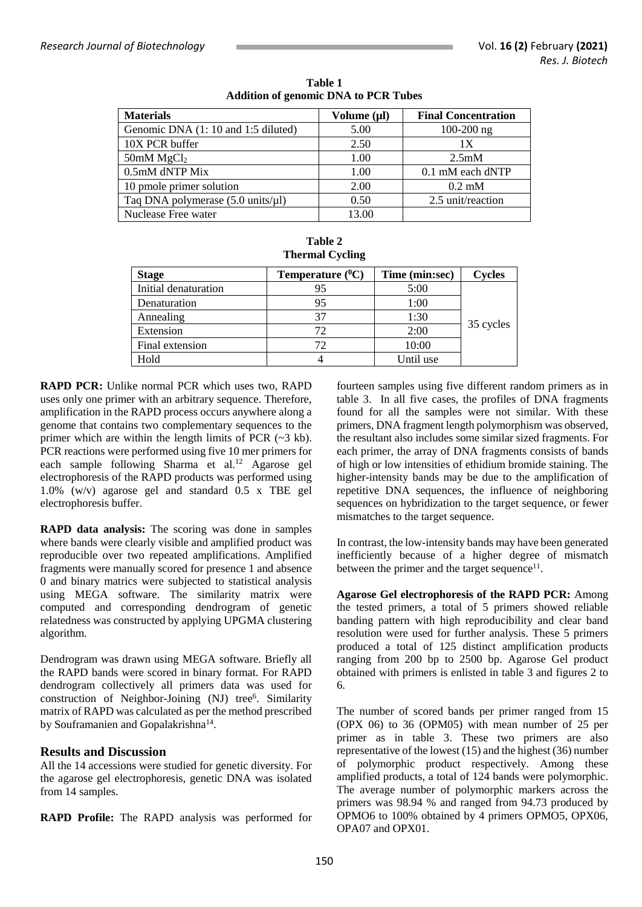**Table 1**
**Addition of genomic DNA to PCR Tubes**

| Materials | Volume (µl) | Final Concentration |
|---|---|---|
| Genomic DNA (1: 10 and 1:5 diluted) | 5.00 | 100-200 ng |
| 10X PCR buffer | 2.50 | 1X |
| 50mM $MgCl_2$ | 1.00 | 2.5mM |
| 0.5mM dNTP Mix | 1.00 | 0.1 mM each dNTP |
| 10 pmole primer solution | 2.00 | 0.2 mM |
| Taq DNA polymerase (5.0 units/µl) | 0.50 | 2.5 unit/reaction |
| Nuclease Free water | 13.00 | |

**Table 2**
**Thermal Cycling**

| Stage | Temperature ($^0$C) | Time (min:sec) | Cycles |
|---|---|---|---|
| Initial denaturation | 95 | 5:00 | |
| Denaturation | 95 | 1:00 | 35 cycles |
| Annealing | 37 | 1:30 | |
| Extension | 72 | 2:00 | |
| Final extension | 72 | 10:00 | |
| Hold | 4 | Until use | |

**RAPD PCR:** Unlike normal PCR which uses two, RAPD uses only one primer with an arbitrary sequence. Therefore, amplification in the RAPD process occurs anywhere along a genome that contains two complementary sequences to the primer which are within the length limits of PCR (~3 kb). PCR reactions were performed using five 10 mer primers for each sample following Sharma et al.[12] Agarose gel electrophoresis of the RAPD products was performed using 1.0% (w/v) agarose gel and standard 0.5 x TBE gel electrophoresis buffer.

**RAPD data analysis:** The scoring was done in samples where bands were clearly visible and amplified product was reproducible over two repeated amplifications. Amplified fragments were manually scored for presence 1 and absence 0 and binary matrics were subjected to statistical analysis using MEGA software. The similarity matrix were computed and corresponding dendrogram of genetic relatedness was constructed by applying UPGMA clustering algorithm.

Dendrogram was drawn using MEGA software. Briefly all the RAPD bands were scored in binary format. For RAPD dendrogram collectively all primers data was used for construction of Neighbor-Joining (NJ) tree[6]. Similarity matrix of RAPD was calculated as per the method prescribed by Souframanien and Gopalakrishna[14].

## Results and Discussion

All the 14 accessions were studied for genetic diversity. For the agarose gel electrophoresis, genetic DNA was isolated from 14 samples.

**RAPD Profile:** The RAPD analysis was performed for fourteen samples using five different random primers as in table 3. In all five cases, the profiles of DNA fragments found for all the samples were not similar. With these primers, DNA fragment length polymorphism was observed, the resultant also includes some similar sized fragments. For each primer, the array of DNA fragments consists of bands of high or low intensities of ethidium bromide staining. The higher-intensity bands may be due to the amplification of repetitive DNA sequences, the influence of neighboring sequences on hybridization to the target sequence, or fewer mismatches to the target sequence.

In contrast, the low-intensity bands may have been generated inefficiently because of a higher degree of mismatch between the primer and the target sequence[11].

**Agarose Gel electrophoresis of the RAPD PCR:** Among the tested primers, a total of 5 primers showed reliable banding pattern with high reproducibility and clear band resolution were used for further analysis. These 5 primers produced a total of 125 distinct amplification products ranging from 200 bp to 2500 bp. Agarose Gel product obtained with primers is enlisted in table 3 and figures 2 to 6.

The number of scored bands per primer ranged from 15 (OPX 06) to 36 (OPM05) with mean number of 25 per primer as in table 3. These two primers are also representative of the lowest (15) and the highest (36) number of polymorphic product respectively. Among these amplified products, a total of 124 bands were polymorphic. The average number of polymorphic markers across the primers was 98.94 % and ranged from 94.73 produced by OPMO6 to 100% obtained by 4 primers OPMO5, OPX06, OPA07 and OPX01.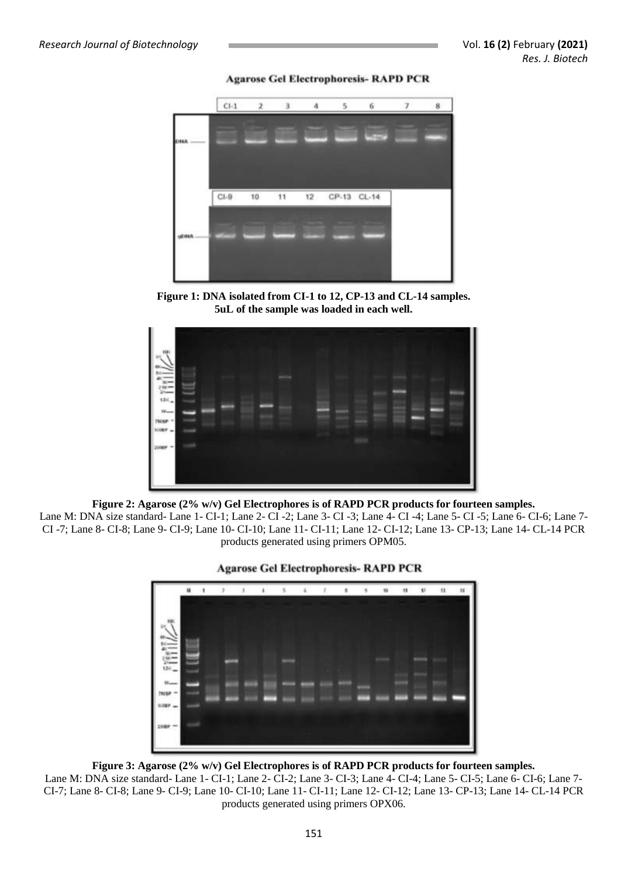Agarose Gel Electrophoresis- RAPD PCR

**Figure 1: DNA isolated from CI-1 to 12, CP-13 and CL-14 samples.**
**5uL of the sample was loaded in each well.**

**Figure 2: Agarose (2% w/v) Gel Electrophores is of RAPD PCR products for fourteen samples.**
Lane M: DNA size standard- Lane 1- CI-1; Lane 2- CI -2; Lane 3- CI -3; Lane 4- CI -4; Lane 5- CI -5; Lane 6- CI-6; Lane 7- CI -7; Lane 8- CI-8; Lane 9- CI-9; Lane 10- CI-10; Lane 11- CI-11; Lane 12- CI-12; Lane 13- CP-13; Lane 14- CL-14 PCR products generated using primers OPM05.

Agarose Gel Electrophoresis- RAPD PCR

**Figure 3: Agarose (2% w/v) Gel Electrophores is of RAPD PCR products for fourteen samples.**
Lane M: DNA size standard- Lane 1- CI-1; Lane 2- CI-2; Lane 3- CI-3; Lane 4- CI-4; Lane 5- CI-5; Lane 6- CI-6; Lane 7- CI-7; Lane 8- CI-8; Lane 9- CI-9; Lane 10- CI-10; Lane 11- CI-11; Lane 12- CI-12; Lane 13- CP-13; Lane 14- CL-14 PCR products generated using primers OPX06.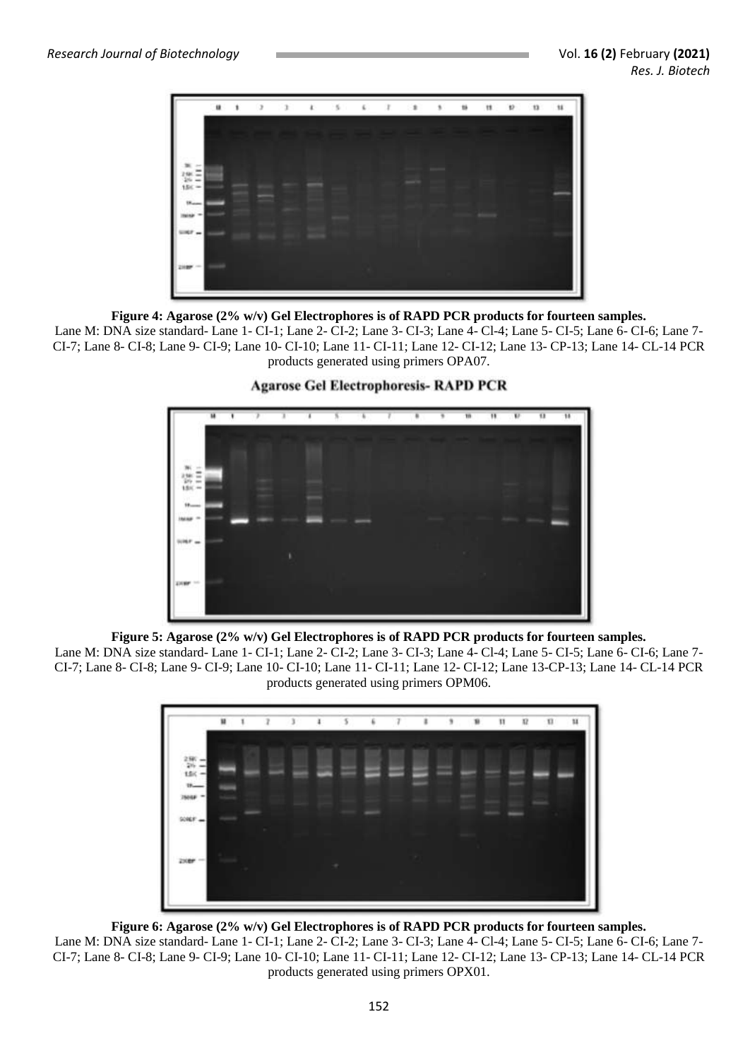**Figure 4: Agarose (2% w/v) Gel Electrophores is of RAPD PCR products for fourteen samples.**
Lane M: DNA size standard- Lane 1- CI-1; Lane 2- CI-2; Lane 3- CI-3; Lane 4- Cl-4; Lane 5- CI-5; Lane 6- CI-6; Lane 7-CI-7; Lane 8- CI-8; Lane 9- CI-9; Lane 10- CI-10; Lane 11- CI-11; Lane 12- CI-12; Lane 13- CP-13; Lane 14- CL-14 PCR products generated using primers OPA07.

**Agarose Gel Electrophoresis- RAPD PCR**

**Figure 5: Agarose (2% w/v) Gel Electrophores is of RAPD PCR products for fourteen samples.**
Lane M: DNA size standard- Lane 1- CI-1; Lane 2- CI-2; Lane 3- CI-3; Lane 4- Cl-4; Lane 5- CI-5; Lane 6- CI-6; Lane 7-CI-7; Lane 8- CI-8; Lane 9- CI-9; Lane 10- CI-10; Lane 11- CI-11; Lane 12- CI-12; Lane 13-CP-13; Lane 14- CL-14 PCR products generated using primers OPM06.

**Figure 6: Agarose (2% w/v) Gel Electrophores is of RAPD PCR products for fourteen samples.**
Lane M: DNA size standard- Lane 1- CI-1; Lane 2- CI-2; Lane 3- CI-3; Lane 4- Cl-4; Lane 5- CI-5; Lane 6- CI-6; Lane 7-CI-7; Lane 8- CI-8; Lane 9- CI-9; Lane 10- CI-10; Lane 11- CI-11; Lane 12- CI-12; Lane 13- CP-13; Lane 14- CL-14 PCR products generated using primers OPX01.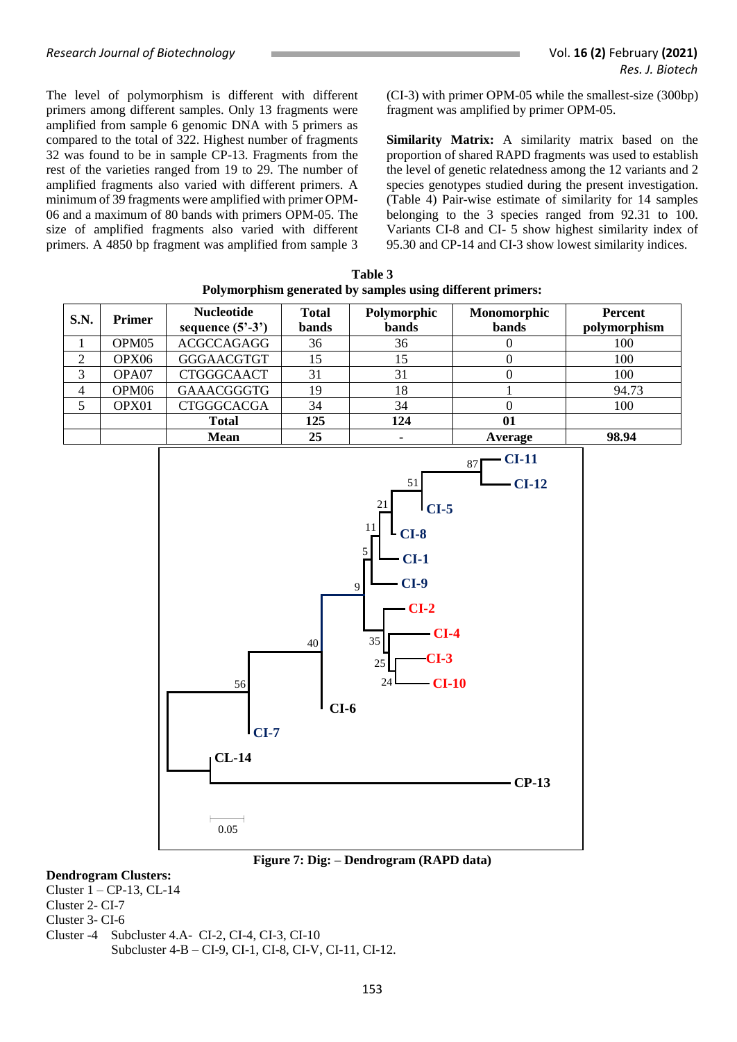The level of polymorphism is different with different primers among different samples. Only 13 fragments were amplified from sample 6 genomic DNA with 5 primers as compared to the total of 322. Highest number of fragments 32 was found to be in sample CP-13. Fragments from the rest of the varieties ranged from 19 to 29. The number of amplified fragments also varied with different primers. A minimum of 39 fragments were amplified with primer OPM-06 and a maximum of 80 bands with primers OPM-05. The size of amplified fragments also varied with different primers. A 4850 bp fragment was amplified from sample 3 (CI-3) with primer OPM-05 while the smallest-size (300bp) fragment was amplified by primer OPM-05.

**Similarity Matrix:** A similarity matrix based on the proportion of shared RAPD fragments was used to establish the level of genetic relatedness among the 12 variants and 2 species genotypes studied during the present investigation. (Table 4) Pair-wise estimate of similarity for 14 samples belonging to the 3 species ranged from 92.31 to 100. Variants CI-8 and CI- 5 show highest similarity index of 95.30 and CP-14 and CI-3 show lowest similarity indices.

**Table 3**
**Polymorphism generated by samples using different primers:**

| S.N. | Primer | Nucleotide sequence (5'-3') | Total bands | Polymorphic bands | Monomorphic bands | Percent polymorphism |
|---|---|---|---|---|---|---|
| 1 | OPM05 | ACGCCAGAGG | 36 | 36 | 0 | 100 |
| 2 | OPX06 | GGGAACGTGT | 15 | 15 | 0 | 100 |
| 3 | OPA07 | CTGGGCAACT | 31 | 31 | 0 | 100 |
| 4 | OPM06 | GAAACGGGTG | 19 | 18 | 1 | 94.73 |
| 5 | OPX01 | CTGGGCACGA | 34 | 34 | 0 | 100 |
| | | **Total** | **125** | **124** | **01** | |
| | | **Mean** | **25** | **-** | **Average** | **98.94** |

**Figure 7: Dig: – Dendrogram (RAPD data)**

**Dendrogram Clusters:**
Cluster 1 – CP-13, CL-14
Cluster 2- CI-7
Cluster 3- CI-6
Cluster -4 Subcluster 4.A- CI-2, CI-4, CI-3, CI-10
Subcluster 4-B – CI-9, CI-1, CI-8, CI-V, CI-11, CI-12.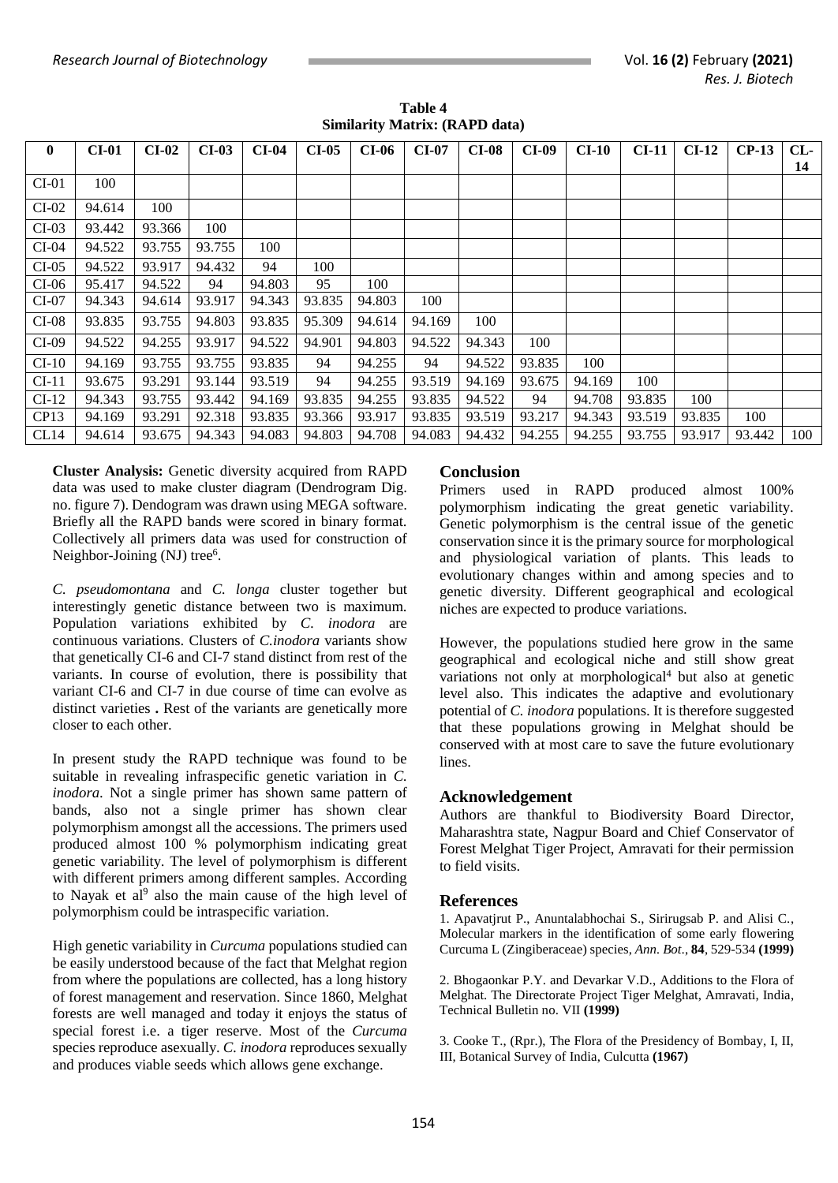**Table 4**
**Similarity Matrix: (RAPD data)**

| 0 | CI-01 | CI-02 | CI-03 | CI-04 | CI-05 | CI-06 | CI-07 | CI-08 | CI-09 | CI-10 | CI-11 | CI-12 | CP-13 | CL-14 |
|---|---|---|---|---|---|---|---|---|---|---|---|---|---|---|
| CI-01 | 100 | | | | | | | | | | | | | |
| CI-02 | 94.614 | 100 | | | | | | | | | | | | |
| CI-03 | 93.442 | 93.366 | 100 | | | | | | | | | | | |
| CI-04 | 94.522 | 93.755 | 93.755 | 100 | | | | | | | | | | |
| CI-05 | 94.522 | 93.917 | 94.432 | 94 | 100 | | | | | | | | | |
| CI-06 | 95.417 | 94.522 | 94 | 94.803 | 95 | 100 | | | | | | | | |
| CI-07 | 94.343 | 94.614 | 93.917 | 94.343 | 93.835 | 94.803 | 100 | | | | | | | |
| CI-08 | 93.835 | 93.755 | 94.803 | 93.835 | 95.309 | 94.614 | 94.169 | 100 | | | | | | |
| CI-09 | 94.522 | 94.255 | 93.917 | 94.522 | 94.901 | 94.803 | 94.522 | 94.343 | 100 | | | | | |
| CI-10 | 94.169 | 93.755 | 93.755 | 93.835 | 94 | 94.255 | 94 | 94.522 | 93.835 | 100 | | | | |
| CI-11 | 93.675 | 93.291 | 93.144 | 93.519 | 94 | 94.255 | 93.519 | 94.169 | 93.675 | 94.169 | 100 | | | |
| CI-12 | 94.343 | 93.755 | 93.442 | 94.169 | 93.835 | 94.255 | 93.835 | 94.522 | 94 | 94.708 | 93.835 | 100 | | |
| CP13 | 94.169 | 93.291 | 92.318 | 93.835 | 93.366 | 93.917 | 93.835 | 93.519 | 93.217 | 94.343 | 93.519 | 93.835 | 100 | |
| CL14 | 94.614 | 93.675 | 94.343 | 94.083 | 94.803 | 94.708 | 94.083 | 94.432 | 94.255 | 94.255 | 93.755 | 93.917 | 93.442 | 100 |

**Cluster Analysis:** Genetic diversity acquired from RAPD data was used to make cluster diagram (Dendrogram Dig. no. figure 7). Dendogram was drawn using MEGA software. Briefly all the RAPD bands were scored in binary format. Collectively all primers data was used for construction of Neighbor-Joining (NJ) tree[6].

*C. pseudomontana* and *C. longa* cluster together but interestingly genetic distance between two is maximum. Population variations exhibited by *C. inodora* are continuous variations. Clusters of *C.inodora* variants show that genetically CI-6 and CI-7 stand distinct from rest of the variants. In course of evolution, there is possibility that variant CI-6 and CI-7 in due course of time can evolve as distinct varieties **.** Rest of the variants are genetically more closer to each other.

In present study the RAPD technique was found to be suitable in revealing infraspecific genetic variation in *C. inodora*. Not a single primer has shown same pattern of bands, also not a single primer has shown clear polymorphism amongst all the accessions. The primers used produced almost 100 % polymorphism indicating great genetic variability. The level of polymorphism is different with different primers among different samples. According to Nayak et al[9] also the main cause of the high level of polymorphism could be intraspecific variation.

High genetic variability in *Curcuma* populations studied can be easily understood because of the fact that Melghat region from where the populations are collected, has a long history of forest management and reservation. Since 1860, Melghat forests are well managed and today it enjoys the status of special forest i.e. a tiger reserve. Most of the *Curcuma* species reproduce asexually. *C. inodora* reproduces sexually and produces viable seeds which allows gene exchange.

## Conclusion

Primers used in RAPD produced almost 100% polymorphism indicating the great genetic variability. Genetic polymorphism is the central issue of the genetic conservation since it is the primary source for morphological and physiological variation of plants. This leads to evolutionary changes within and among species and to genetic diversity. Different geographical and ecological niches are expected to produce variations.

However, the populations studied here grow in the same geographical and ecological niche and still show great variations not only at morphological[4] but also at genetic level also. This indicates the adaptive and evolutionary potential of *C. inodora* populations. It is therefore suggested that these populations growing in Melghat should be conserved with at most care to save the future evolutionary lines.

## Acknowledgement

Authors are thankful to Biodiversity Board Director, Maharashtra state, Nagpur Board and Chief Conservator of Forest Melghat Tiger Project, Amravati for their permission to field visits.

## References

1. Apavatjrut P., Anuntalabhochai S., Sirirugsab P. and Alisi C., Molecular markers in the identification of some early flowering Curcuma L (Zingiberaceae) species, *Ann. Bot*., **84**, 529-534 **(1999)**

2. Bhogaonkar P.Y. and Devarkar V.D., Additions to the Flora of Melghat. The Directorate Project Tiger Melghat, Amravati, India, Technical Bulletin no. VII **(1999)**

3. Cooke T., (Rpr.), The Flora of the Presidency of Bombay, I, II, III, Botanical Survey of India, Culcutta **(1967)**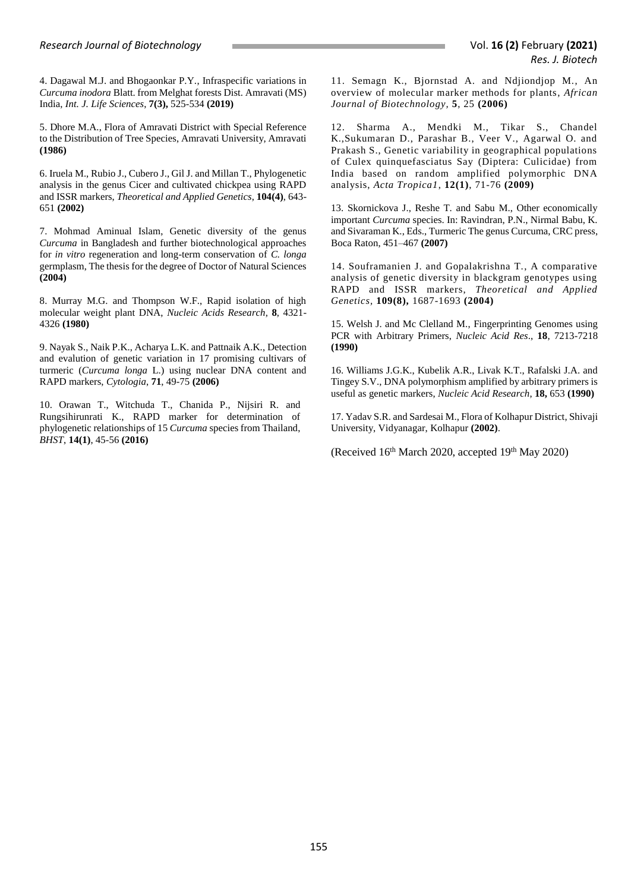4. Dagawal M.J. and Bhogaonkar P.Y., Infraspecific variations in *Curcuma inodora* Blatt. from Melghat forests Dist. Amravati (MS) India, *Int. J. Life Sciences*, **7(3),** 525-534 **(2019)**

5. Dhore M.A., Flora of Amravati District with Special Reference to the Distribution of Tree Species, Amravati University, Amravati **(1986)**

6. Iruela M., Rubio J., Cubero J., Gil J. and Millan T., Phylogenetic analysis in the genus Cicer and cultivated chickpea using RAPD and ISSR markers, *Theoretical and Applied Genetics*, **104(4)**, 643-651 **(2002)**

7. Mohmad Aminual Islam, Genetic diversity of the genus *Curcuma* in Bangladesh and further biotechnological approaches for *in vitro* regeneration and long-term conservation of *C. longa* germplasm, The thesis for the degree of Doctor of Natural Sciences **(2004)**

8. Murray M.G. and Thompson W.F., Rapid isolation of high molecular weight plant DNA, *Nucleic Acids Research*, **8**, 4321-4326 **(1980)**

9. Nayak S., Naik P.K., Acharya L.K. and Pattnaik A.K., Detection and evalution of genetic variation in 17 promising cultivars of turmeric (*Curcuma longa* L.) using nuclear DNA content and RAPD markers, *Cytologia*, **71**, 49-75 **(2006)**

10. Orawan T., Witchuda T., Chanida P., Nijsiri R. and Rungsihirunrati K., RAPD marker for determination of phylogenetic relationships of 15 *Curcuma* species from Thailand, *BHST*, **14(1)**, 45-56 **(2016)**

11. Semagn K., Bjornstad A. and Ndjiondjop M., An overview of molecular marker methods for plants, *African Journal of Biotechnology*, **5**, 25 **(2006)**

12. Sharma A., Mendki M., Tikar S., Chandel K.,Sukumaran D., Parashar B., Veer V., Agarwal O. and Prakash S., Genetic variability in geographical populations of Culex quinquefasciatus Say (Diptera: Culicidae) from India based on random amplified polymorphic DNA analysis, *Acta Tropica1*, **12(1)**, 71-76 **(2009)**

13. Skornickova J., Reshe T. and Sabu M., Other economically important *Curcuma* species. In: Ravindran, P.N., Nirmal Babu, K. and Sivaraman K., Eds., Turmeric The genus Curcuma, CRC press, Boca Raton, 451–467 **(2007)**

14. Souframanien J. and Gopalakrishna T., A comparative analysis of genetic diversity in blackgram genotypes using RAPD and ISSR markers, *Theoretical and Applied Genetics*, **109(8),** 1687-1693 **(2004)**

15. Welsh J. and Mc Clelland M., Fingerprinting Genomes using PCR with Arbitrary Primers, *Nucleic Acid Res*., **18**, 7213-7218 **(1990)**

16. Williams J.G.K., Kubelik A.R., Livak K.T., Rafalski J.A. and Tingey S.V., DNA polymorphism amplified by arbitrary primers is useful as genetic markers, *Nucleic Acid Research*, **18,** 653 **(1990)**

17. Yadav S.R. and Sardesai M., Flora of Kolhapur District, Shivaji University, Vidyanagar, Kolhapur **(2002)**.

(Received 16th March 2020, accepted 19th May 2020)